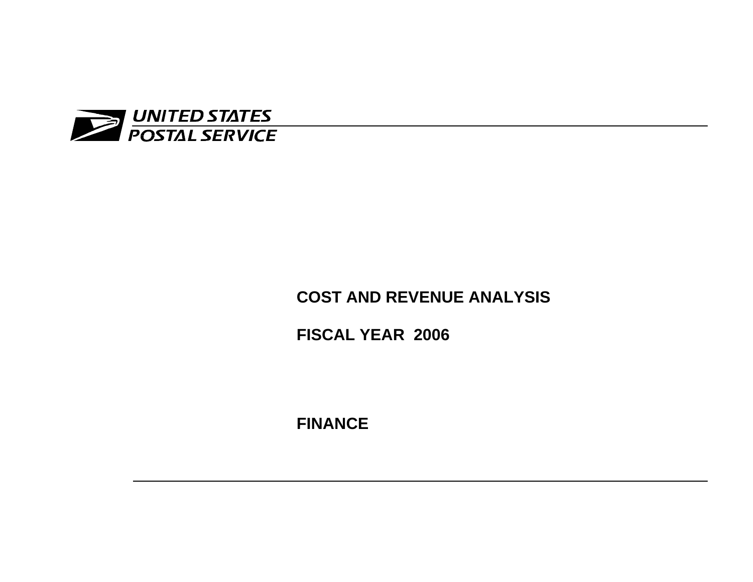UNITED STATES
POSTAL SERVICE

# COST AND REVENUE ANALYSIS

# FISCAL YEAR 2006

# FINANCE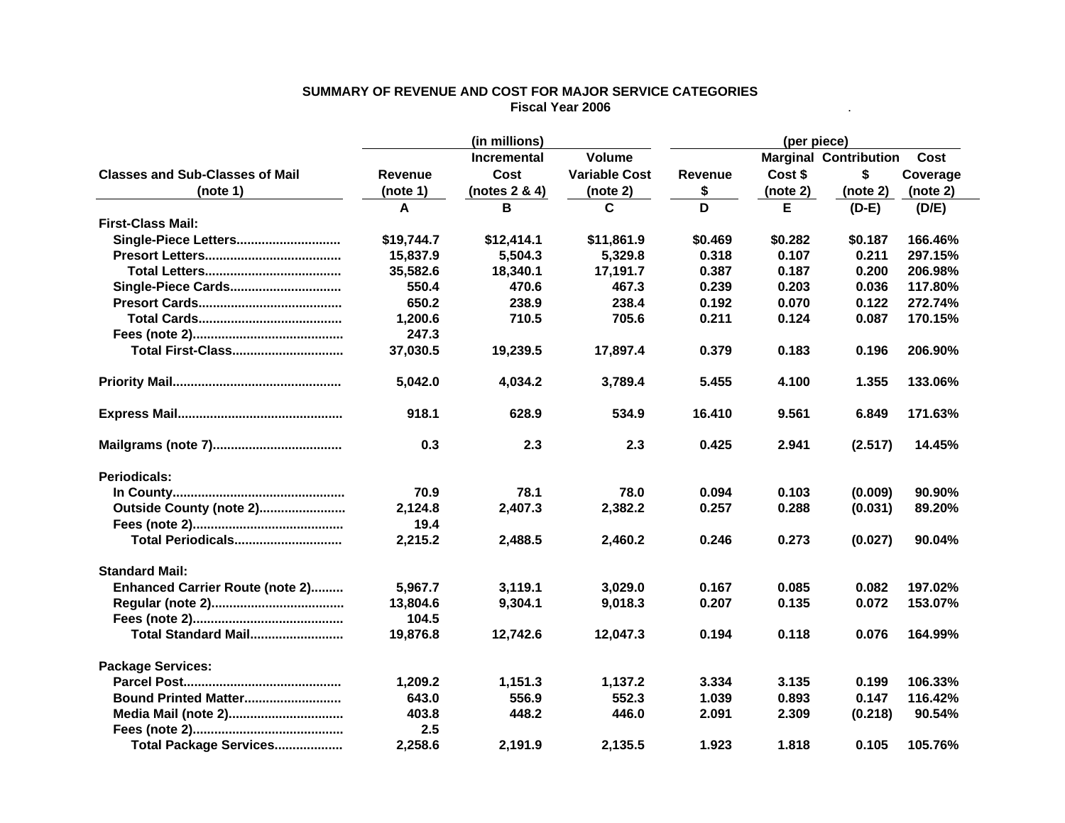**SUMMARY OF REVENUE AND COST FOR MAJOR SERVICE CATEGORIES**
**Fiscal Year 2006**

| Classes and Sub-Classes of Mail (note 1) | Revenue (note 1) | Incremental Cost (notes 2 & 4) | Volume Variable Cost (note 2) | Revenue $ | Marginal Cost $ (note 2) | Contribution $ (note 2) | Cost Coverage (note 2) |
|---|---|---|---|---|---|---|---|
| | (in millions) | | | (per piece) | | | |
| | A | B | C | D | E | (D-E) | (D/E) |
| **First-Class Mail:** | | | | | | | |
| Single-Piece Letters............................ | $19,744.7 | $12,414.1 | $11,861.9 | $0.469 | $0.282 | $0.187 | 166.46% |
| Presort Letters..................................... | 15,837.9 | 5,504.3 | 5,329.8 | 0.318 | 0.107 | 0.211 | 297.15% |
| Total Letters..................................... | 35,582.6 | 18,340.1 | 17,191.7 | 0.387 | 0.187 | 0.200 | 206.98% |
| Single-Piece Cards.............................. | 550.4 | 470.6 | 467.3 | 0.239 | 0.203 | 0.036 | 117.80% |
| Presort Cards....................................... | 650.2 | 238.9 | 238.4 | 0.192 | 0.070 | 0.122 | 272.74% |
| Total Cards....................................... | 1,200.6 | 710.5 | 705.6 | 0.211 | 0.124 | 0.087 | 170.15% |
| Fees (note 2)......................................... | 247.3 | | | | | | |
| Total First-Class.............................. | 37,030.5 | 19,239.5 | 17,897.4 | 0.379 | 0.183 | 0.196 | 206.90% |
| **Priority Mail**.............................................. | 5,042.0 | 4,034.2 | 3,789.4 | 5.455 | 4.100 | 1.355 | 133.06% |
| **Express Mail**............................................. | 918.1 | 628.9 | 534.9 | 16.410 | 9.561 | 6.849 | 171.63% |
| **Mailgrams (note 7)**................................... | 0.3 | 2.3 | 2.3 | 0.425 | 2.941 | (2.517) | 14.45% |
| **Periodicals:** | | | | | | | |
| In County............................................... | 70.9 | 78.1 | 78.0 | 0.094 | 0.103 | (0.009) | 90.90% |
| Outside County (note 2)....................... | 2,124.8 | 2,407.3 | 2,382.2 | 0.257 | 0.288 | (0.031) | 89.20% |
| Fees (note 2)......................................... | 19.4 | | | | | | |
| Total Periodicals............................. | 2,215.2 | 2,488.5 | 2,460.2 | 0.246 | 0.273 | (0.027) | 90.04% |
| **Standard Mail:** | | | | | | | |
| Enhanced Carrier Route (note 2)......... | 5,967.7 | 3,119.1 | 3,029.0 | 0.167 | 0.085 | 0.082 | 197.02% |
| Regular (note 2).................................... | 13,804.6 | 9,304.1 | 9,018.3 | 0.207 | 0.135 | 0.072 | 153.07% |
| Fees (note 2)......................................... | 104.5 | | | | | | |
| Total Standard Mail......................... | 19,876.8 | 12,742.6 | 12,047.3 | 0.194 | 0.118 | 0.076 | 164.99% |
| **Package Services:** | | | | | | | |
| Parcel Post........................................... | 1,209.2 | 1,151.3 | 1,137.2 | 3.334 | 3.135 | 0.199 | 106.33% |
| Bound Printed Matter.......................... | 643.0 | 556.9 | 552.3 | 1.039 | 0.893 | 0.147 | 116.42% |
| Media Mail (note 2)............................... | 403.8 | 448.2 | 446.0 | 2.091 | 2.309 | (0.218) | 90.54% |
| Fees (note 2)......................................... | 2.5 | | | | | | |
| Total Package Services.................. | 2,258.6 | 2,191.9 | 2,135.5 | 1.923 | 1.818 | 0.105 | 105.76% |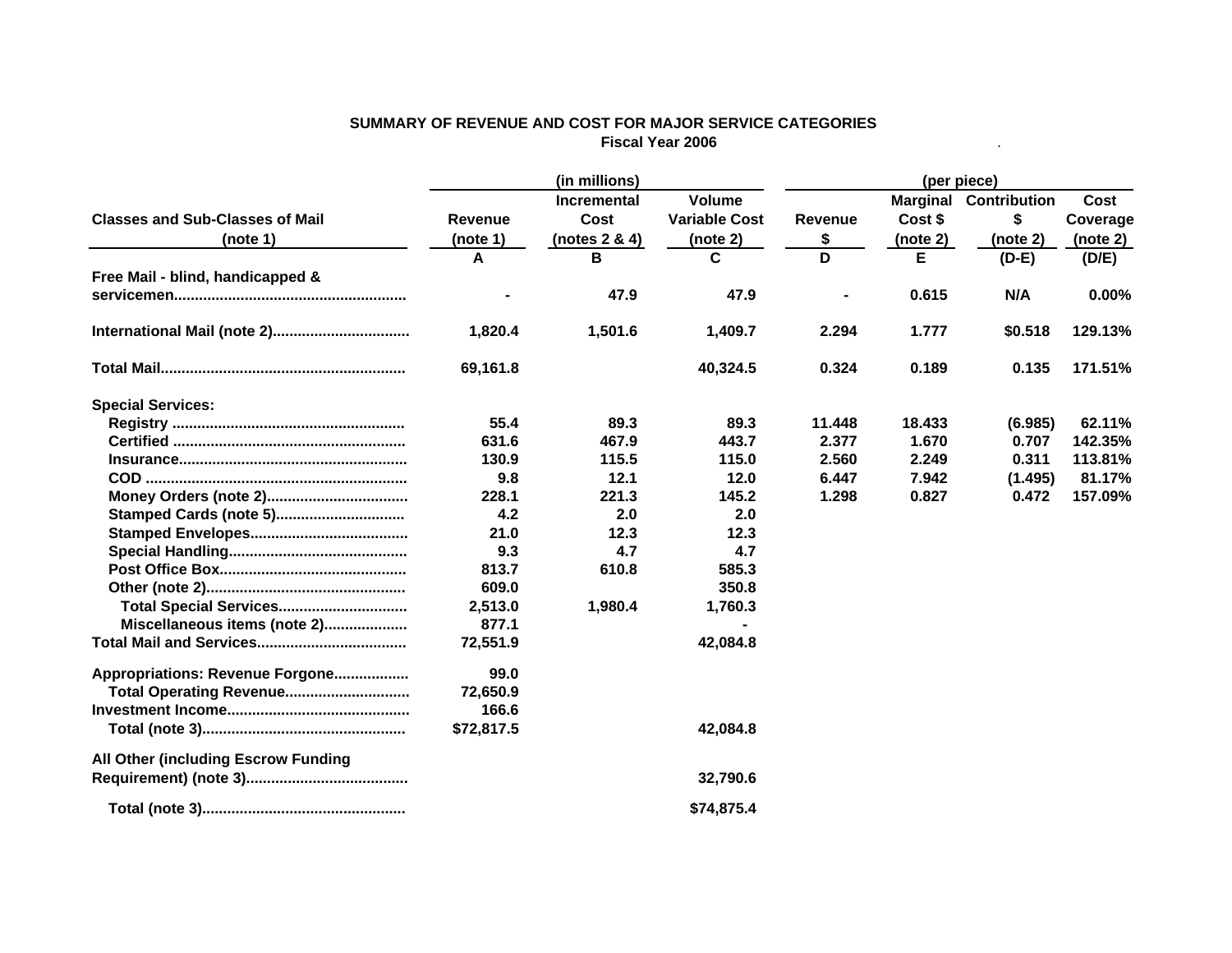# SUMMARY OF REVENUE AND COST FOR MAJOR SERVICE CATEGORIES

## Fiscal Year 2006

| Classes and Sub-Classes of Mail (note 1) | (in millions) Revenue (note 1) | Incremental Cost (notes 2 & 4) | Volume Variable Cost (note 2) | (per piece) Revenue $ | Marginal Cost $ (note 2) | Contribution $ (note 2) | Cost Coverage (note 2) |
|---|---|---|---|---|---|---|---|
| | A | B | C | D | E | (D-E) | (D/E) |
| Free Mail - blind, handicapped & servicemen........................................................ | - | 47.9 | 47.9 | - | 0.615 | N/A | 0.00% |
| International Mail (note 2)................................ | 1,820.4 | 1,501.6 | 1,409.7 | 2.294 | 1.777 | $0.518 | 129.13% |
| Total Mail.......................................................... | 69,161.8 | | 40,324.5 | 0.324 | 0.189 | 0.135 | 171.51% |
| **Special Services:** | | | | | | | |
| Registry ....................................................... | 55.4 | 89.3 | 89.3 | 11.448 | 18.433 | (6.985) | 62.11% |
| Certified ....................................................... | 631.6 | 467.9 | 443.7 | 2.377 | 1.670 | 0.707 | 142.35% |
| Insurance....................................................... | 130.9 | 115.5 | 115.0 | 2.560 | 2.249 | 0.311 | 113.81% |
| COD .............................................................. | 9.8 | 12.1 | 12.0 | 6.447 | 7.942 | (1.495) | 81.17% |
| Money Orders (note 2)................................. | 228.1 | 221.3 | 145.2 | 1.298 | 0.827 | 0.472 | 157.09% |
| Stamped Cards (note 5).............................. | 4.2 | 2.0 | 2.0 | | | | |
| Stamped Envelopes..................................... | 21.0 | 12.3 | 12.3 | | | | |
| Special Handling.......................................... | 9.3 | 4.7 | 4.7 | | | | |
| Post Office Box............................................ | 813.7 | 610.8 | 585.3 | | | | |
| Other (note 2)............................................... | 609.0 | | 350.8 | | | | |
| Total Special Services.............................. | 2,513.0 | 1,980.4 | 1,760.3 | | | | |
| Miscellaneous items (note 2)................... | 877.1 | | - | | | | |
| Total Mail and Services................................... | 72,551.9 | | 42,084.8 | | | | |
| Appropriations: Revenue Forgone................. | 99.0 | | | | | | |
| Total Operating Revenue............................. | 72,650.9 | | | | | | |
| Investment Income........................................... | 166.6 | | | | | | |
| Total (note 3)................................................ | $72,817.5 | | 42,084.8 | | | | |
| All Other (including Escrow Funding Requirement) (note 3)....................................... | | | 32,790.6 | | | | |
| Total (note 3)................................................ | | | $74,875.4 | | | | |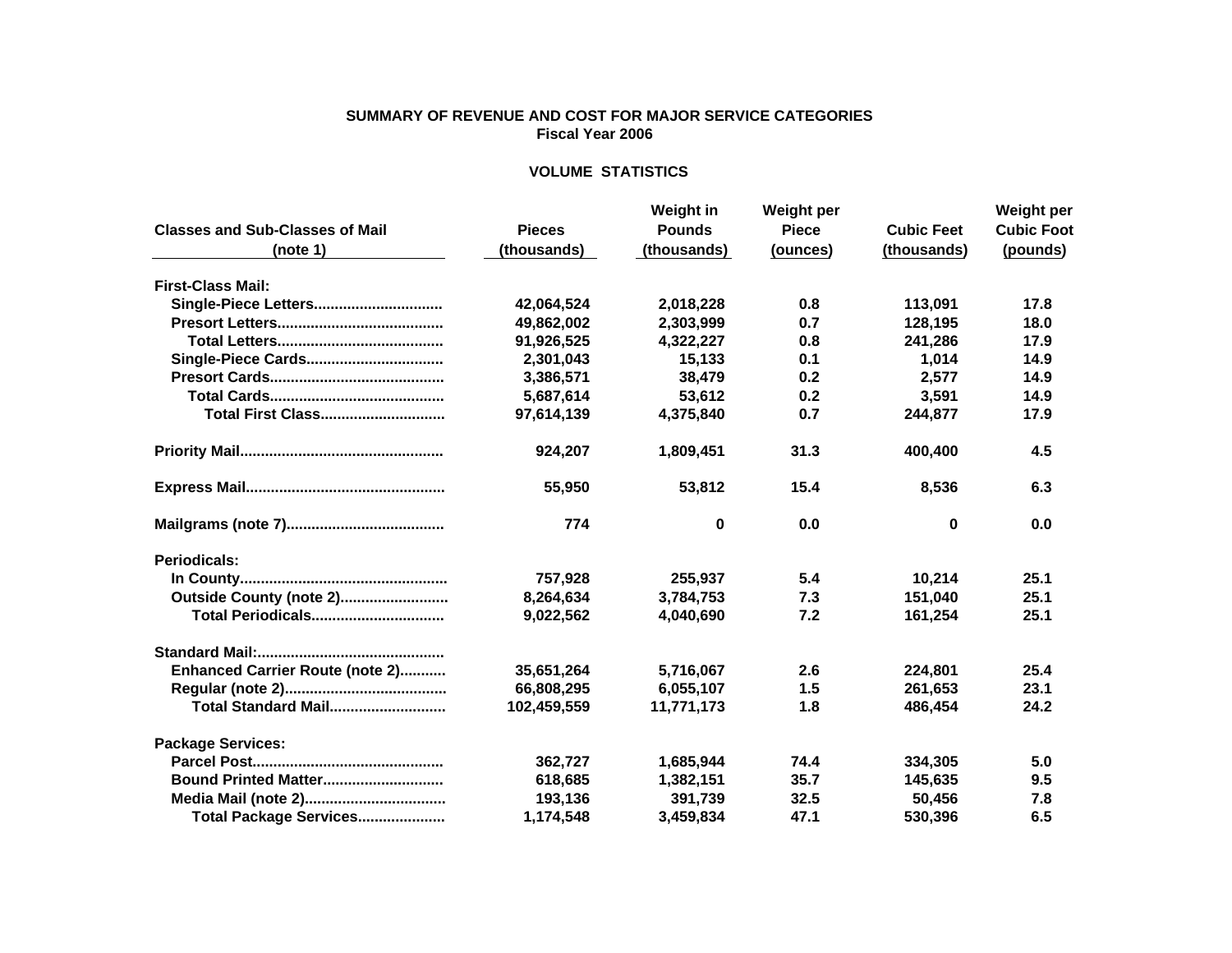**SUMMARY OF REVENUE AND COST FOR MAJOR SERVICE CATEGORIES**
**Fiscal Year 2006**

**VOLUME STATISTICS**

| Classes and Sub-Classes of Mail (note 1) | Pieces (thousands) | Weight in Pounds (thousands) | Weight per Piece (ounces) | Cubic Feet (thousands) | Weight per Cubic Foot (pounds) |
|---|---|---|---|---|---|
| **First-Class Mail:** | | | | | |
| Single-Piece Letters.............................. | 42,064,524 | 2,018,228 | 0.8 | 113,091 | 17.8 |
| Presort Letters....................................... | 49,862,002 | 2,303,999 | 0.7 | 128,195 | 18.0 |
| Total Letters........................................ | 91,926,525 | 4,322,227 | 0.8 | 241,286 | 17.9 |
| Single-Piece Cards................................ | 2,301,043 | 15,133 | 0.1 | 1,014 | 14.9 |
| Presort Cards......................................... | 3,386,571 | 38,479 | 0.2 | 2,577 | 14.9 |
| Total Cards.......................................... | 5,687,614 | 53,612 | 0.2 | 3,591 | 14.9 |
| Total First Class............................. | 97,614,139 | 4,375,840 | 0.7 | 244,877 | 17.9 |
| | | | | | |
| **Priority Mail**................................................ | 924,207 | 1,809,451 | 31.3 | 400,400 | 4.5 |
| | | | | | |
| **Express Mail**............................................... | 55,950 | 53,812 | 15.4 | 8,536 | 6.3 |
| | | | | | |
| **Mailgrams (note 7)**..................................... | 774 | 0 | 0.0 | 0 | 0.0 |
| | | | | | |
| **Periodicals:** | | | | | |
| In County................................................. | 757,928 | 255,937 | 5.4 | 10,214 | 25.1 |
| Outside County (note 2)......................... | 8,264,634 | 3,784,753 | 7.3 | 151,040 | 25.1 |
| Total Periodicals............................... | 9,022,562 | 4,040,690 | 7.2 | 161,254 | 25.1 |
| | | | | | |
| **Standard Mail:**............................................ | | | | | |
| Enhanced Carrier Route (note 2)........... | 35,651,264 | 5,716,067 | 2.6 | 224,801 | 25.4 |
| Regular (note 2)...................................... | 66,808,295 | 6,055,107 | 1.5 | 261,653 | 23.1 |
| Total Standard Mail........................... | 102,459,559 | 11,771,173 | 1.8 | 486,454 | 24.2 |
| | | | | | |
| **Package Services:** | | | | | |
| Parcel Post............................................. | 362,727 | 1,685,944 | 74.4 | 334,305 | 5.0 |
| Bound Printed Matter............................ | 618,685 | 1,382,151 | 35.7 | 145,635 | 9.5 |
| Media Mail (note 2)................................. | 193,136 | 391,739 | 32.5 | 50,456 | 7.8 |
| Total Package Services.................... | 1,174,548 | 3,459,834 | 47.1 | 530,396 | 6.5 |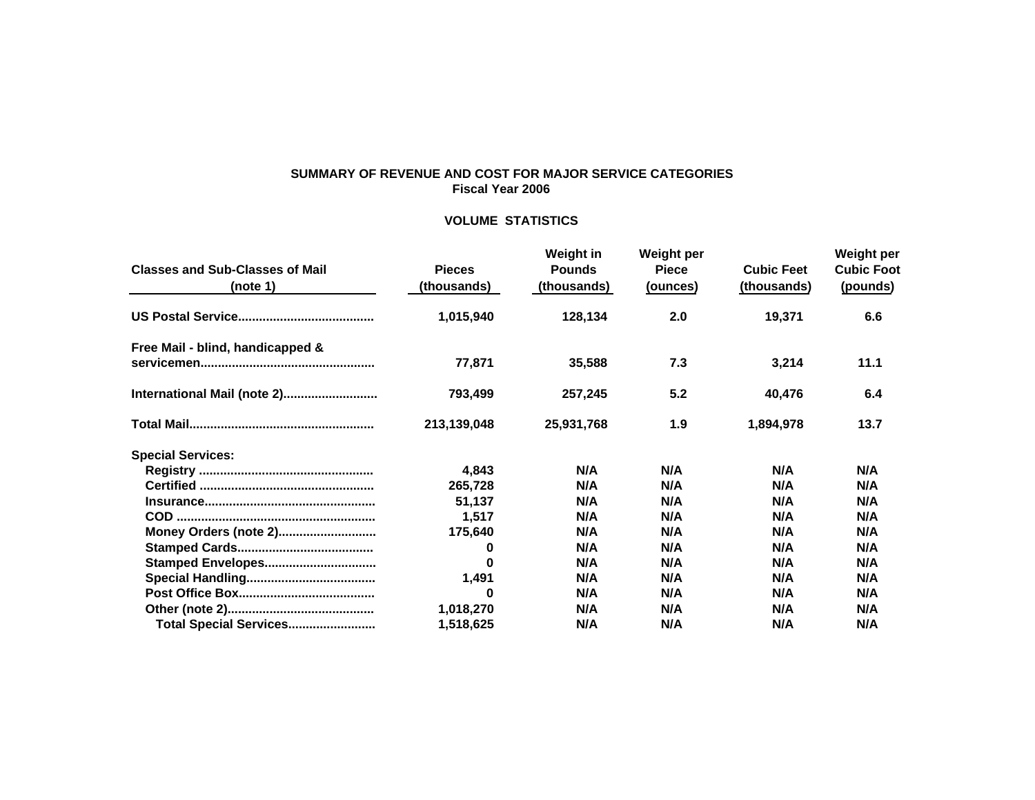**SUMMARY OF REVENUE AND COST FOR MAJOR SERVICE CATEGORIES**
**Fiscal Year 2006**

**VOLUME STATISTICS**

| Classes and Sub-Classes of Mail (note 1) | Pieces (thousands) | Weight in Pounds (thousands) | Weight per Piece (ounces) | Cubic Feet (thousands) | Weight per Cubic Foot (pounds) |
|---|---|---|---|---|---|
| US Postal Service | 1,015,940 | 128,134 | 2.0 | 19,371 | 6.6 |
| Free Mail - blind, handicapped & servicemen | 77,871 | 35,588 | 7.3 | 3,214 | 11.1 |
| International Mail (note 2) | 793,499 | 257,245 | 5.2 | 40,476 | 6.4 |
| Total Mail | 213,139,048 | 25,931,768 | 1.9 | 1,894,978 | 13.7 |
| Special Services: | | | | | |
| Registry | 4,843 | N/A | N/A | N/A | N/A |
| Certified | 265,728 | N/A | N/A | N/A | N/A |
| Insurance | 51,137 | N/A | N/A | N/A | N/A |
| COD | 1,517 | N/A | N/A | N/A | N/A |
| Money Orders (note 2) | 175,640 | N/A | N/A | N/A | N/A |
| Stamped Cards | 0 | N/A | N/A | N/A | N/A |
| Stamped Envelopes | 0 | N/A | N/A | N/A | N/A |
| Special Handling | 1,491 | N/A | N/A | N/A | N/A |
| Post Office Box | 0 | N/A | N/A | N/A | N/A |
| Other (note 2) | 1,018,270 | N/A | N/A | N/A | N/A |
| Total Special Services | 1,518,625 | N/A | N/A | N/A | N/A |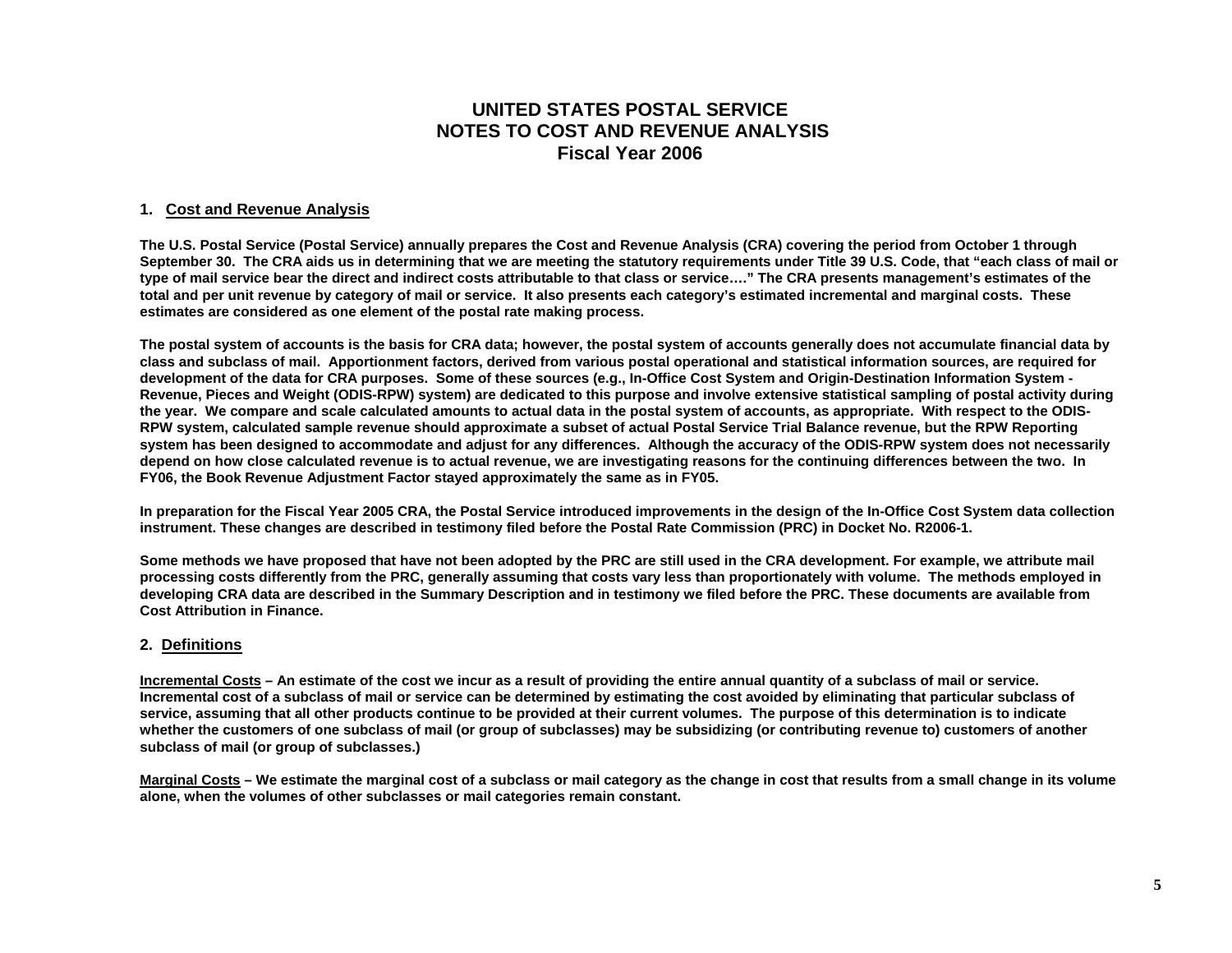# UNITED STATES POSTAL SERVICE
# NOTES TO COST AND REVENUE ANALYSIS
# Fiscal Year 2006

## 1. Cost and Revenue Analysis

**The U.S. Postal Service (Postal Service) annually prepares the Cost and Revenue Analysis (CRA) covering the period from October 1 through September 30. The CRA aids us in determining that we are meeting the statutory requirements under Title 39 U.S. Code, that "each class of mail or type of mail service bear the direct and indirect costs attributable to that class or service…." The CRA presents management's estimates of the total and per unit revenue by category of mail or service. It also presents each category's estimated incremental and marginal costs. These estimates are considered as one element of the postal rate making process.**

**The postal system of accounts is the basis for CRA data; however, the postal system of accounts generally does not accumulate financial data by class and subclass of mail. Apportionment factors, derived from various postal operational and statistical information sources, are required for development of the data for CRA purposes. Some of these sources (e.g., In-Office Cost System and Origin-Destination Information System - Revenue, Pieces and Weight (ODIS-RPW) system) are dedicated to this purpose and involve extensive statistical sampling of postal activity during the year. We compare and scale calculated amounts to actual data in the postal system of accounts, as appropriate. With respect to the ODIS-RPW system, calculated sample revenue should approximate a subset of actual Postal Service Trial Balance revenue, but the RPW Reporting system has been designed to accommodate and adjust for any differences. Although the accuracy of the ODIS-RPW system does not necessarily depend on how close calculated revenue is to actual revenue, we are investigating reasons for the continuing differences between the two. In FY06, the Book Revenue Adjustment Factor stayed approximately the same as in FY05.**

**In preparation for the Fiscal Year 2005 CRA, the Postal Service introduced improvements in the design of the In-Office Cost System data collection instrument. These changes are described in testimony filed before the Postal Rate Commission (PRC) in Docket No. R2006-1.**

**Some methods we have proposed that have not been adopted by the PRC are still used in the CRA development. For example, we attribute mail processing costs differently from the PRC, generally assuming that costs vary less than proportionately with volume. The methods employed in developing CRA data are described in the Summary Description and in testimony we filed before the PRC. These documents are available from Cost Attribution in Finance.**

## 2. Definitions

**Incremental Costs – An estimate of the cost we incur as a result of providing the entire annual quantity of a subclass of mail or service. Incremental cost of a subclass of mail or service can be determined by estimating the cost avoided by eliminating that particular subclass of service, assuming that all other products continue to be provided at their current volumes. The purpose of this determination is to indicate whether the customers of one subclass of mail (or group of subclasses) may be subsidizing (or contributing revenue to) customers of another subclass of mail (or group of subclasses.)**

**Marginal Costs – We estimate the marginal cost of a subclass or mail category as the change in cost that results from a small change in its volume alone, when the volumes of other subclasses or mail categories remain constant.**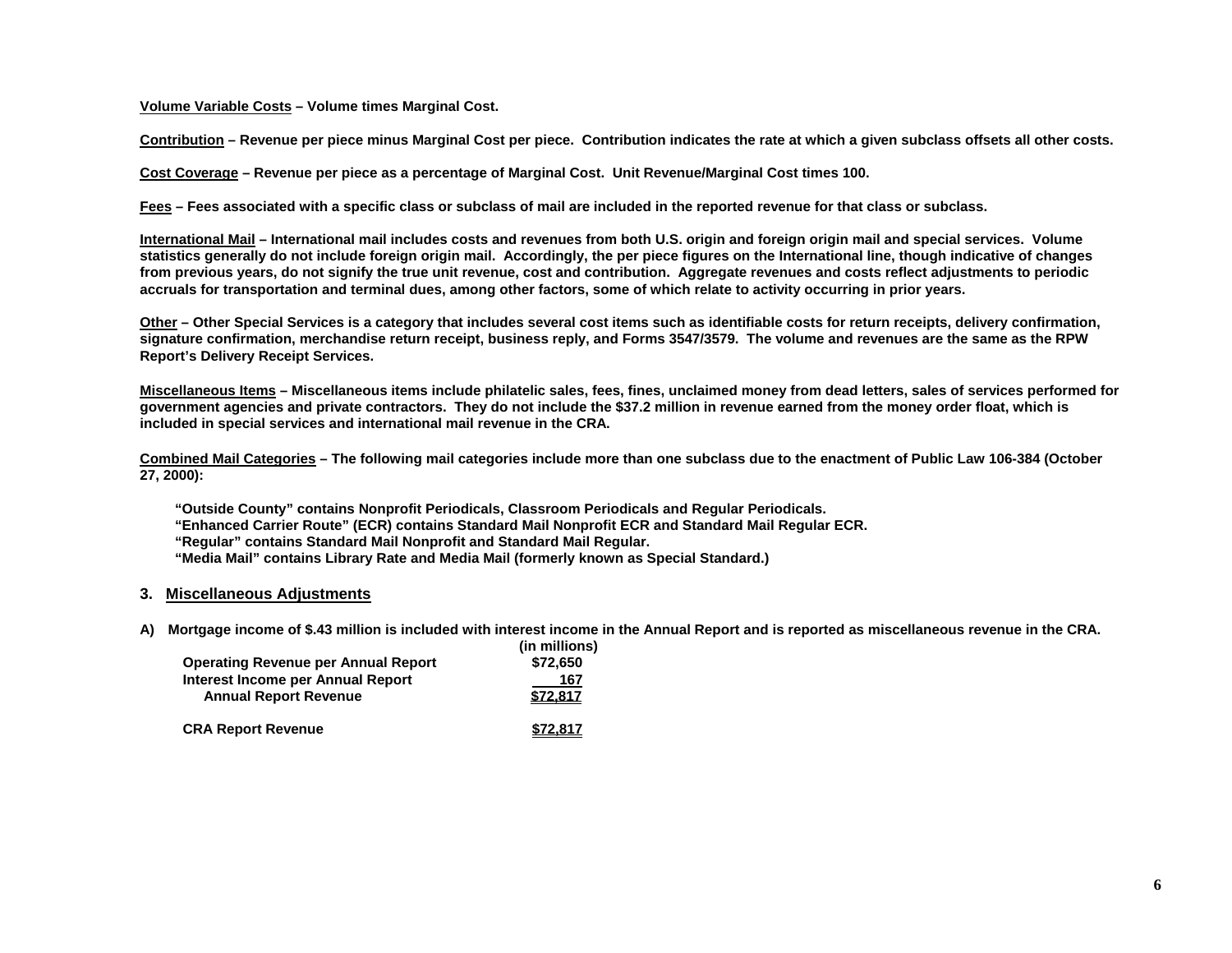**Volume Variable Costs – Volume times Marginal Cost.**

**Contribution – Revenue per piece minus Marginal Cost per piece. Contribution indicates the rate at which a given subclass offsets all other costs.**

**Cost Coverage – Revenue per piece as a percentage of Marginal Cost. Unit Revenue/Marginal Cost times 100.**

**Fees – Fees associated with a specific class or subclass of mail are included in the reported revenue for that class or subclass.**

**International Mail – International mail includes costs and revenues from both U.S. origin and foreign origin mail and special services. Volume statistics generally do not include foreign origin mail. Accordingly, the per piece figures on the International line, though indicative of changes from previous years, do not signify the true unit revenue, cost and contribution. Aggregate revenues and costs reflect adjustments to periodic accruals for transportation and terminal dues, among other factors, some of which relate to activity occurring in prior years.**

**Other – Other Special Services is a category that includes several cost items such as identifiable costs for return receipts, delivery confirmation, signature confirmation, merchandise return receipt, business reply, and Forms 3547/3579. The volume and revenues are the same as the RPW Report's Delivery Receipt Services.**

**Miscellaneous Items – Miscellaneous items include philatelic sales, fees, fines, unclaimed money from dead letters, sales of services performed for government agencies and private contractors. They do not include the $37.2 million in revenue earned from the money order float, which is included in special services and international mail revenue in the CRA.**

**Combined Mail Categories – The following mail categories include more than one subclass due to the enactment of Public Law 106-384 (October 27, 2000):**

**"Outside County" contains Nonprofit Periodicals, Classroom Periodicals and Regular Periodicals.**
**"Enhanced Carrier Route" (ECR) contains Standard Mail Nonprofit ECR and Standard Mail Regular ECR.**
**"Regular" contains Standard Mail Nonprofit and Standard Mail Regular.**
**"Media Mail" contains Library Rate and Media Mail (formerly known as Special Standard.)**

## 3. Miscellaneous Adjustments

**A) Mortgage income of $.43 million is included with interest income in the Annual Report and is reported as miscellaneous revenue in the CRA.**

| | (in millions) |
|---|---|
| Operating Revenue per Annual Report | $72,650 |
| Interest Income per Annual Report | 167 |
| Annual Report Revenue | $72,817 |
| | |
| CRA Report Revenue | $72,817 |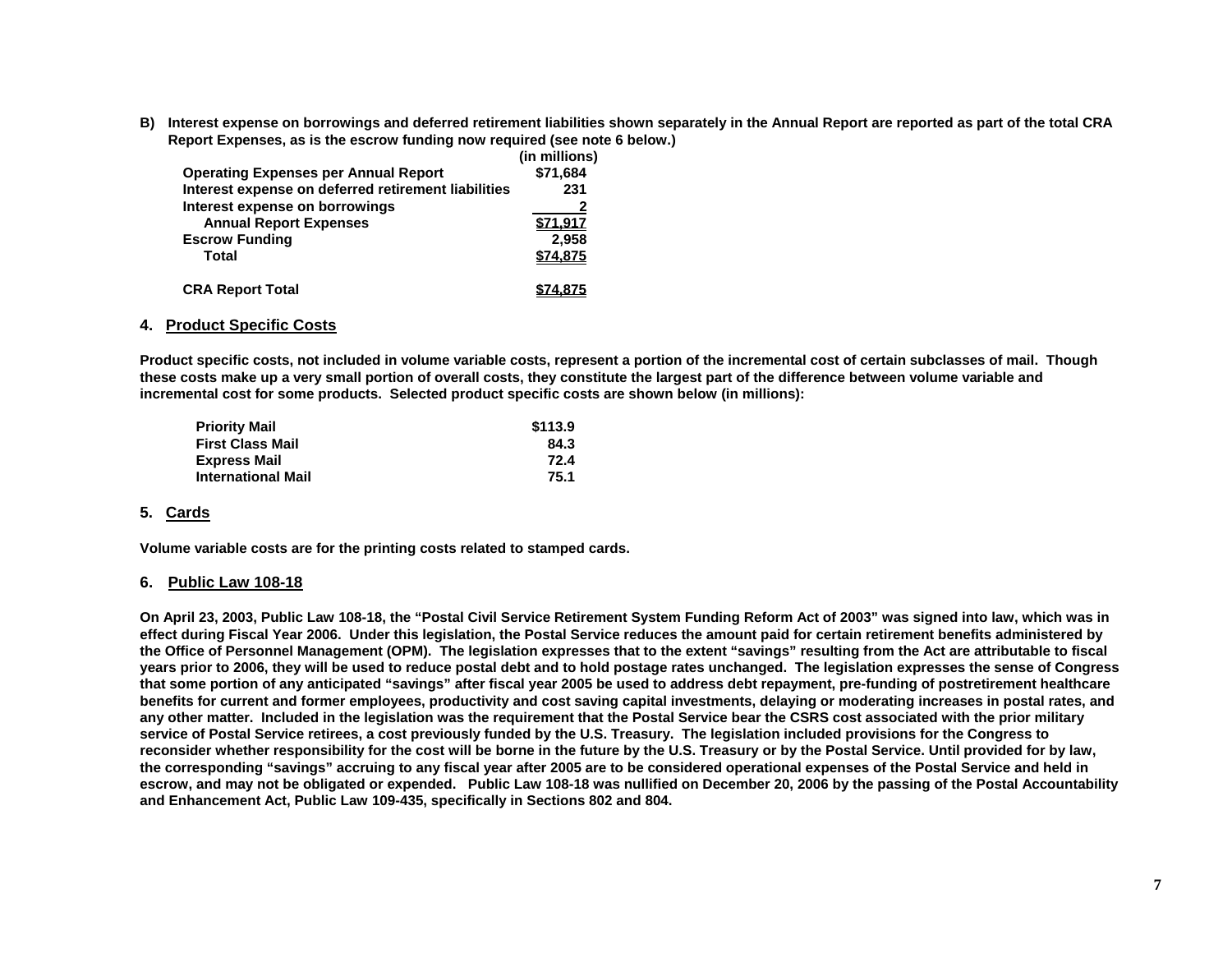**B) Interest expense on borrowings and deferred retirement liabilities shown separately in the Annual Report are reported as part of the total CRA Report Expenses, as is the escrow funding now required (see note 6 below.)**

| | (in millions) |
|---|---|
| **Operating Expenses per Annual Report** | **$71,684** |
| **Interest expense on deferred retirement liabilities** | **231** |
| **Interest expense on borrowings** | **2** |
| **Annual Report Expenses** | **$71,917** |
| **Escrow Funding** | **2,958** |
| **Total** | **$74,875** |
| | |
| **CRA Report Total** | **$74,875** |

## 4. Product Specific Costs

**Product specific costs, not included in volume variable costs, represent a portion of the incremental cost of certain subclasses of mail. Though these costs make up a very small portion of overall costs, they constitute the largest part of the difference between volume variable and incremental cost for some products. Selected product specific costs are shown below (in millions):**

| | |
|---|---|
| **Priority Mail** | **$113.9** |
| **First Class Mail** | **84.3** |
| **Express Mail** | **72.4** |
| **International Mail** | **75.1** |

## 5. Cards

**Volume variable costs are for the printing costs related to stamped cards.**

## 6. Public Law 108-18

**On April 23, 2003, Public Law 108-18, the "Postal Civil Service Retirement System Funding Reform Act of 2003" was signed into law, which was in effect during Fiscal Year 2006. Under this legislation, the Postal Service reduces the amount paid for certain retirement benefits administered by the Office of Personnel Management (OPM). The legislation expresses that to the extent "savings" resulting from the Act are attributable to fiscal years prior to 2006, they will be used to reduce postal debt and to hold postage rates unchanged. The legislation expresses the sense of Congress that some portion of any anticipated "savings" after fiscal year 2005 be used to address debt repayment, pre-funding of postretirement healthcare benefits for current and former employees, productivity and cost saving capital investments, delaying or moderating increases in postal rates, and any other matter. Included in the legislation was the requirement that the Postal Service bear the CSRS cost associated with the prior military service of Postal Service retirees, a cost previously funded by the U.S. Treasury. The legislation included provisions for the Congress to reconsider whether responsibility for the cost will be borne in the future by the U.S. Treasury or by the Postal Service. Until provided for by law, the corresponding "savings" accruing to any fiscal year after 2005 are to be considered operational expenses of the Postal Service and held in escrow, and may not be obligated or expended. Public Law 108-18 was nullified on December 20, 2006 by the passing of the Postal Accountability and Enhancement Act, Public Law 109-435, specifically in Sections 802 and 804.**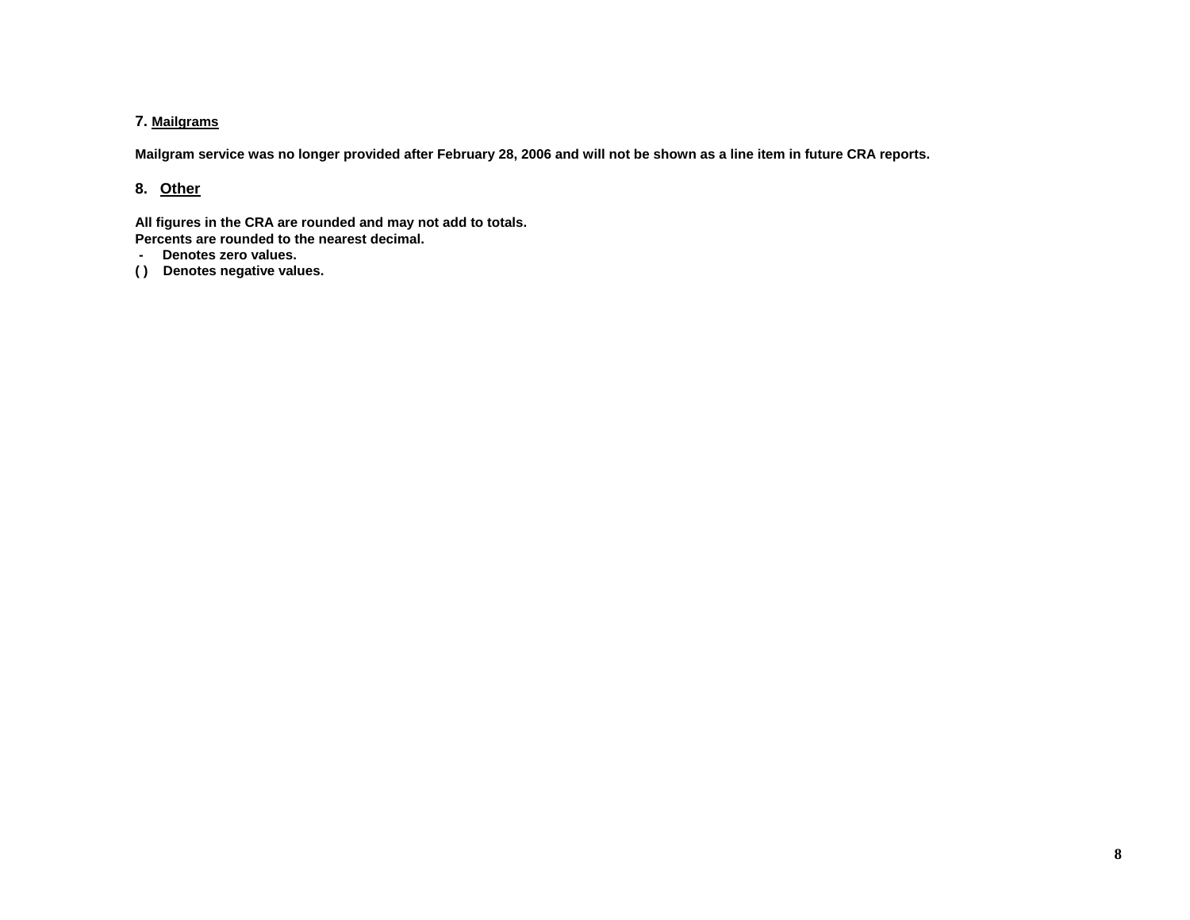### 7. Mailgrams

**Mailgram service was no longer provided after February 28, 2006 and will not be shown as a line item in future CRA reports.**

### 8. Other

**All figures in the CRA are rounded and may not add to totals.**
**Percents are rounded to the nearest decimal.**
**-     Denotes zero values.**
**( )    Denotes negative values.**